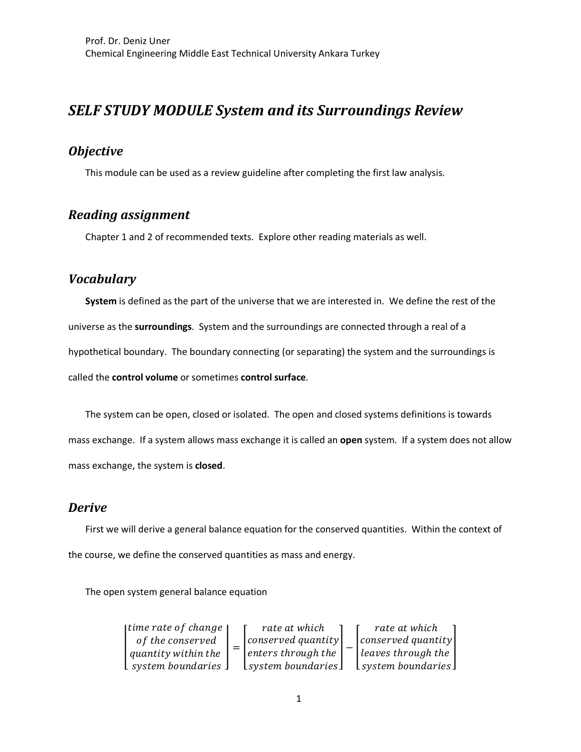Prof. Dr. Deniz Uner
Chemical Engineering Middle East Technical University Ankara Turkey

# *SELF STUDY MODULE System and its Surroundings Review*

## *Objective*

This module can be used as a review guideline after completing the first law analysis.

## *Reading assignment*

Chapter 1 and 2 of recommended texts. Explore other reading materials as well.

## *Vocabulary*

**System** is defined as the part of the universe that we are interested in. We define the rest of the universe as the **surroundings**. System and the surroundings are connected through a real of a hypothetical boundary. The boundary connecting (or separating) the system and the surroundings is called the **control volume** or sometimes **control surface**.

The system can be open, closed or isolated. The open and closed systems definitions is towards mass exchange. If a system allows mass exchange it is called an **open** system. If a system does not allow mass exchange, the system is **closed**.

## *Derive*

First we will derive a general balance equation for the conserved quantities. Within the context of the course, we define the conserved quantities as mass and energy.

The open system general balance equation

$$\begin{bmatrix} time\ rate\ of\ change \\ of\ the\ conserved \\ quantity\ within\ the \\ system\ boundaries \end{bmatrix} = \begin{bmatrix} rate\ at\ which \\ conserved\ quantity \\ enters\ through\ the \\ system\ boundaries \end{bmatrix} - \begin{bmatrix} rate\ at\ which \\ conserved\ quantity \\ leaves\ through\ the \\ system\ boundaries \end{bmatrix}$$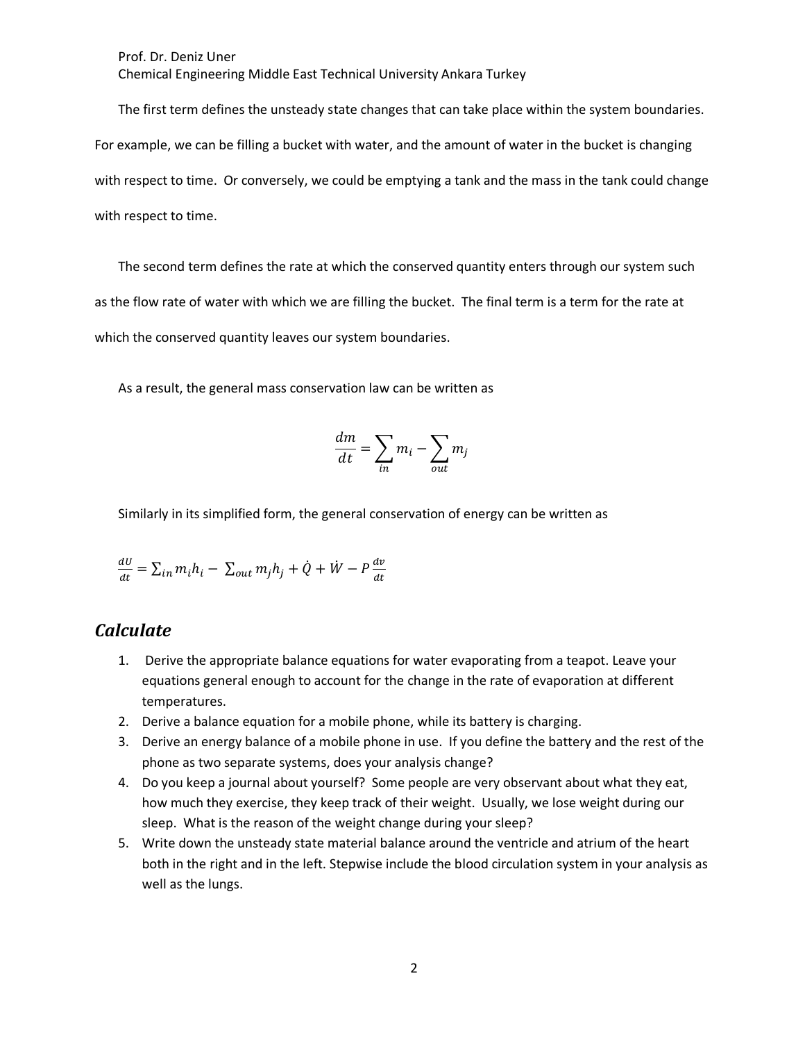The first term defines the unsteady state changes that can take place within the system boundaries. For example, we can be filling a bucket with water, and the amount of water in the bucket is changing with respect to time. Or conversely, we could be emptying a tank and the mass in the tank could change with respect to time.

The second term defines the rate at which the conserved quantity enters through our system such as the flow rate of water with which we are filling the bucket. The final term is a term for the rate at which the conserved quantity leaves our system boundaries.

As a result, the general mass conservation law can be written as

$$\frac{dm}{dt} = \sum_{in} m_i - \sum_{out} m_j$$

Similarly in its simplified form, the general conservation of energy can be written as

$$\frac{dU}{dt} = \sum_{in} m_i h_i - \sum_{out} m_j h_j + \dot{Q} + \dot{W} - P\frac{dv}{dt}$$

## *Calculate*

1. Derive the appropriate balance equations for water evaporating from a teapot. Leave your equations general enough to account for the change in the rate of evaporation at different temperatures.
2. Derive a balance equation for a mobile phone, while its battery is charging.
3. Derive an energy balance of a mobile phone in use. If you define the battery and the rest of the phone as two separate systems, does your analysis change?
4. Do you keep a journal about yourself? Some people are very observant about what they eat, how much they exercise, they keep track of their weight. Usually, we lose weight during our sleep. What is the reason of the weight change during your sleep?
5. Write down the unsteady state material balance around the ventricle and atrium of the heart both in the right and in the left. Stepwise include the blood circulation system in your analysis as well as the lungs.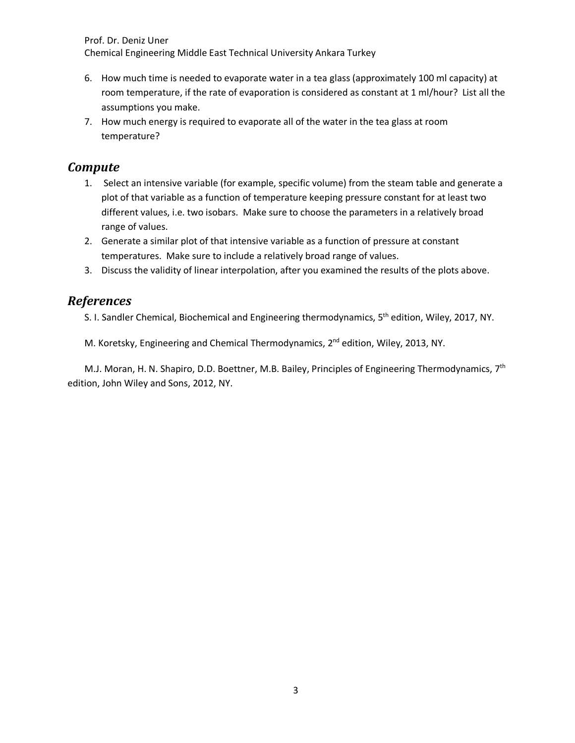6. How much time is needed to evaporate water in a tea glass (approximately 100 ml capacity) at room temperature, if the rate of evaporation is considered as constant at 1 ml/hour? List all the assumptions you make.
7. How much energy is required to evaporate all of the water in the tea glass at room temperature?

## *Compute*

1. Select an intensive variable (for example, specific volume) from the steam table and generate a plot of that variable as a function of temperature keeping pressure constant for at least two different values, i.e. two isobars. Make sure to choose the parameters in a relatively broad range of values.
2. Generate a similar plot of that intensive variable as a function of pressure at constant temperatures. Make sure to include a relatively broad range of values.
3. Discuss the validity of linear interpolation, after you examined the results of the plots above.

## *References*

S. I. Sandler Chemical, Biochemical and Engineering thermodynamics, 5th edition, Wiley, 2017, NY.

M. Koretsky, Engineering and Chemical Thermodynamics, 2nd edition, Wiley, 2013, NY.

M.J. Moran, H. N. Shapiro, D.D. Boettner, M.B. Bailey, Principles of Engineering Thermodynamics, 7th edition, John Wiley and Sons, 2012, NY.